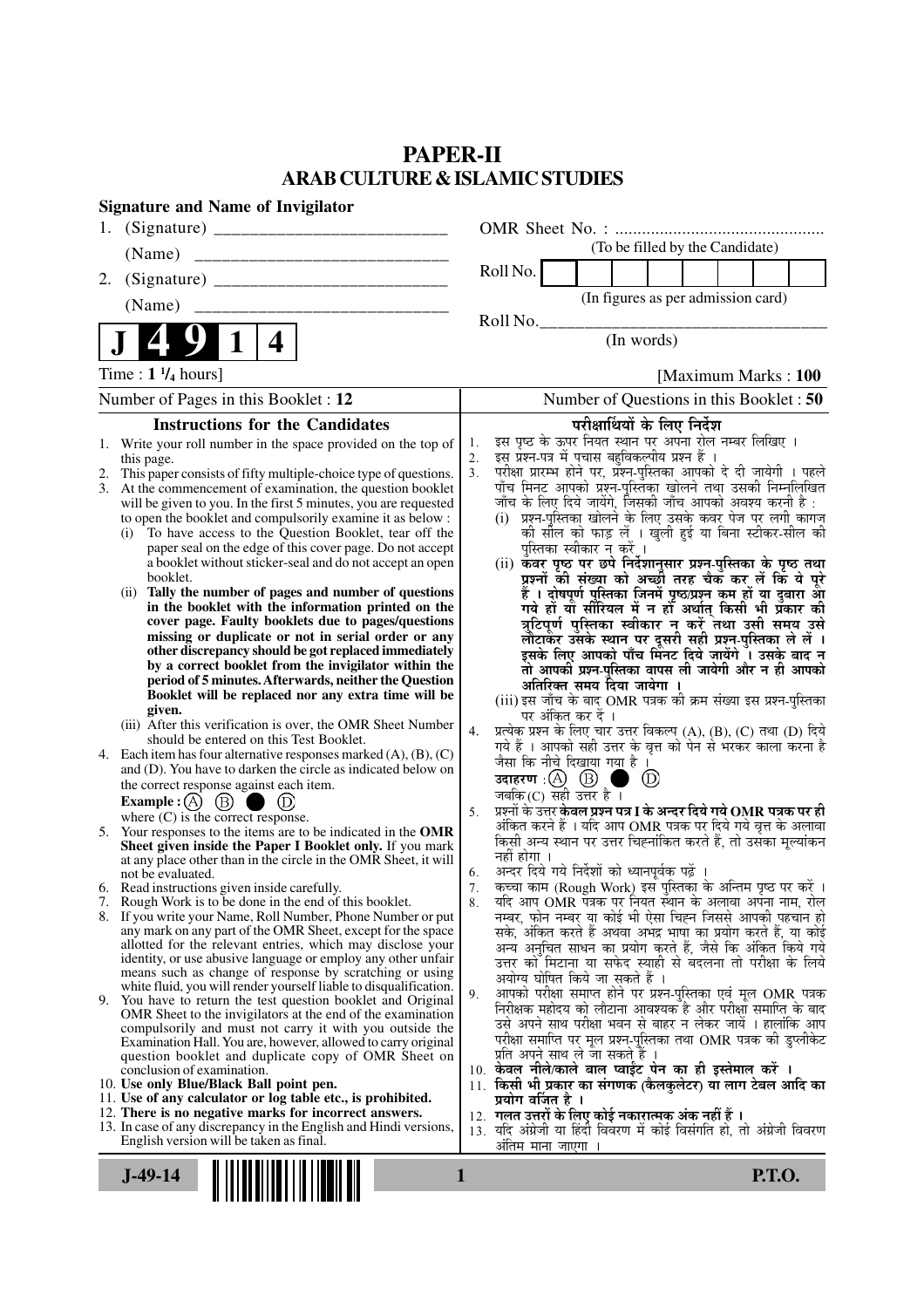# PAPER-II
## ARAB CULTURE & ISLAMIC STUDIES

**Signature and Name of Invigilator**

1. (Signature) __________________________

   (Name) __________________________

2. (Signature) __________________________

   (Name) __________________________

OMR Sheet No. : ...............................................

(To be filled by the Candidate)

Roll No.

(In figures as per admission card)

Roll No.________________________________

(In words)

**J 4 9 1 4**

Time : **1 ¼ hours**] [Maximum Marks : **100**

Number of Pages in this Booklet : 12

Number of Questions in this Booklet : **50**

### Instructions for the Candidates

1. Write your roll number in the space provided on the top of this page.
2. This paper consists of fifty multiple-choice type of questions.
3. At the commencement of examination, the question booklet will be given to you. In the first 5 minutes, you are requested to open the booklet and compulsorily examine it as below :
   (i) To have access to the Question Booklet, tear off the paper seal on the edge of this cover page. Do not accept a booklet without sticker-seal and do not accept an open booklet.
   (ii) **Tally the number of pages and number of questions in the booklet with the information printed on the cover page. Faulty booklets due to pages/questions missing or duplicate or not in serial order or any other discrepancy should be got replaced immediately by a correct booklet from the invigilator within the period of 5 minutes. Afterwards, neither the Question Booklet will be replaced nor any extra time will be given.**
   (iii) After this verification is over, the OMR Sheet Number should be entered on this Test Booklet.
4. Each item has four alternative responses marked (A), (B), (C) and (D). You have to darken the circle as indicated below on the correct response against each item.
   **Example :** (A) (B) ● (D)
   where (C) is the correct response.
5. Your responses to the items are to be indicated in the **OMR Sheet given inside the Paper I Booklet only.** If you mark at any place other than in the circle in the OMR Sheet, it will not be evaluated.
6. Read instructions given inside carefully.
7. Rough Work is to be done in the end of this booklet.
8. If you write your Name, Roll Number, Phone Number or put any mark on any part of the OMR Sheet, except for the space allotted for the relevant entries, which may disclose your identity, or use abusive language or employ any other unfair means such as change of response by scratching or using white fluid, you will render yourself liable to disqualification.
9. You have to return the test question booklet and Original OMR Sheet to the invigilators at the end of the examination compulsorily and must not carry it with you outside the Examination Hall. You are, however, allowed to carry original question booklet and duplicate copy of OMR Sheet on conclusion of examination.
10. **Use only Blue/Black Ball point pen.**
11. **Use of any calculator or log table etc., is prohibited.**
12. **There is no negative marks for incorrect answers.**
13. In case of any discrepancy in the English and Hindi versions, English version will be taken as final.

### परीक्षार्थियों के लिए निर्देश

1. इस पृष्ठ के ऊपर नियत स्थान पर अपना रोल नम्बर लिखिए ।
2. इस प्रश्न-पत्र में पचास बहुविकल्पीय प्रश्न हैं ।
3. परीक्षा प्रारम्भ होने पर, प्रश्न-पुस्तिका आपको दे दी जायेगी । पहले पाँच मिनट आपको प्रश्न-पुस्तिका खोलने तथा उसकी निम्नलिखित जाँच के लिए दिये जायेंगे, जिसकी जाँच आपको अवश्य करनी है :
   (i) प्रश्न-पुस्तिका खोलने के लिए उसके कवर पेज पर लगी कागज की सील को फाड़ लें । खुली हुई या बिना स्टीकर-सील की पुस्तिका स्वीकार न करें ।
   (ii) **कवर पृष्ठ पर छपे निर्देशानुसार प्रश्न-पुस्तिका के पृष्ठ तथा प्रश्नों की संख्या को अच्छी तरह चैक कर लें कि ये पूरे हैं । दोषपूर्ण पुस्तिका जिनमें पृष्ठ/प्रश्न कम हों या दुबारा आ गये हों या सीरियल में न हों अर्थात् किसी भी प्रकार की त्रुटिपूर्ण पुस्तिका स्वीकार न करें तथा उसी समय उसे लौटाकर उसके स्थान पर दूसरी सही प्रश्न-पुस्तिका ले लें । इसके लिए आपको पाँच मिनट दिये जायेंगे । उसके बाद न तो आपकी प्रश्न-पुस्तिका वापस ली जायेगी और न ही आपको अतिरिक्त समय दिया जायेगा ।**
   (iii) इस जाँच के बाद OMR पत्रक की क्रम संख्या इस प्रश्न-पुस्तिका पर अंकित कर दें ।
4. प्रत्येक प्रश्न के लिए चार उत्तर विकल्प (A), (B), (C) तथा (D) दिये गये हैं । आपको सही उत्तर के वृत्त को पेन से भरकर काला करना है जैसा कि नीचे दिखाया गया है ।
   **उदाहरण :** (A) (B) ● (D)
   जबकि (C) सही उत्तर है ।
5. प्रश्नों के उत्तर **केवल प्रश्न पत्र I के अन्दर दिये गये OMR पत्रक पर ही** अंकित करने हैं । यदि आप OMR पत्रक पर दिये गये वृत्त के अलावा किसी अन्य स्थान पर उत्तर चिह्नांकित करते हैं, तो उसका मूल्यांकन नहीं होगा ।
6. अन्दर दिये गये निर्देशों को ध्यानपूर्वक पढ़ें ।
7. कच्चा काम (Rough Work) इस पुस्तिका के अन्तिम पृष्ठ पर करें ।
8. यदि आप OMR पत्रक पर नियत स्थान के अलावा अपना नाम, रोल नम्बर, फोन नम्बर या कोई भी ऐसा चिह्न जिससे आपकी पहचान हो सके, अंकित करते हैं अथवा अभद्र भाषा का प्रयोग करते हैं, या कोई अन्य अनुचित साधन का प्रयोग करते हैं, जैसे कि अंकित किये गये उत्तर को मिटाना या सफेद स्याही से बदलना तो परीक्षा के लिये अयोग्य घोषित किये जा सकते हैं ।
9. आपको परीक्षा समाप्त होने पर प्रश्न-पुस्तिका एवं मूल OMR पत्रक निरीक्षक महोदय को लौटाना आवश्यक है और परीक्षा समाप्ति के बाद उसे अपने साथ परीक्षा भवन से बाहर न लेकर जायें । हालांकि आप परीक्षा समाप्ति पर मूल प्रश्न-पुस्तिका तथा OMR पत्रक की डुप्लीकेट प्रति अपने साथ ले जा सकते हैं ।
10. **केवल नीले/काले बाल प्वाईंट पेन का ही इस्तेमाल करें ।**
11. **किसी भी प्रकार का संगणक (कैलकुलेटर) या लाग टेबल आदि का प्रयोग वर्जित है ।**
12. **गलत उत्तरों के लिए कोई नकारात्मक अंक नहीं हैं ।**
13. यदि अंग्रेजी या हिंदी विवरण में कोई विसंगति हो, तो अंग्रेजी विवरण अंतिम माना जाएगा ।

**J-49-14** **P.T.O.**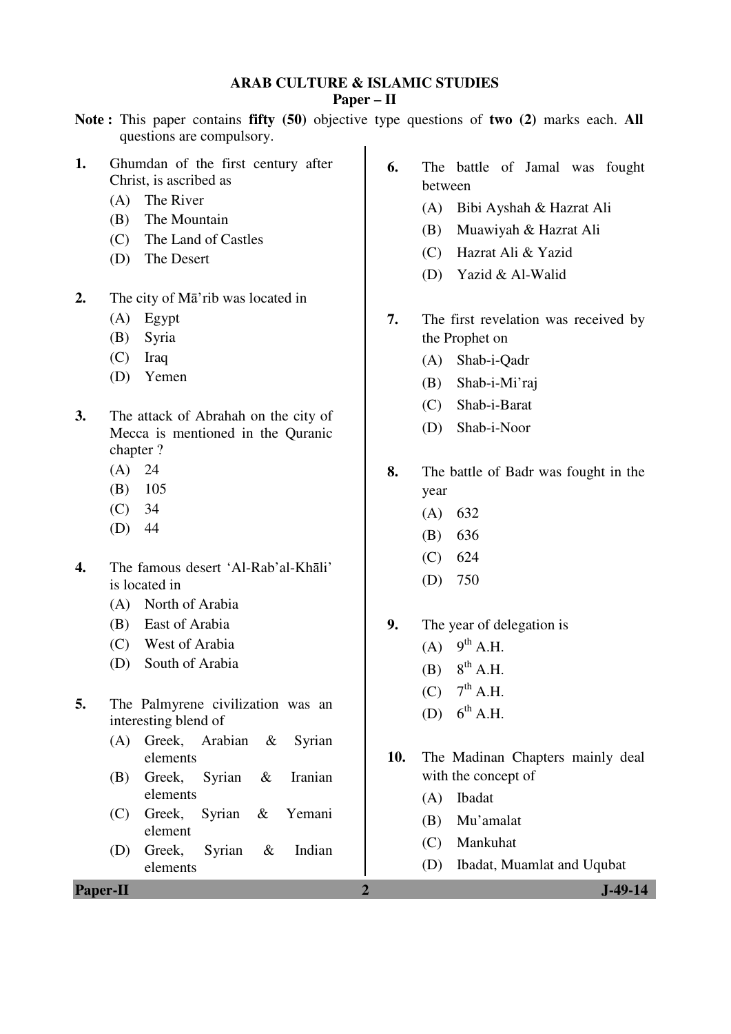# ARAB CULTURE & ISLAMIC STUDIES

## Paper – II

**Note :** This paper contains **fifty (50)** objective type questions of **two (2)** marks each. **All** questions are compulsory.

**1.** Ghumdan of the first century after Christ, is ascribed as
- (A) The River
- (B) The Mountain
- (C) The Land of Castles
- (D) The Desert

**2.** The city of Mā'rib was located in
- (A) Egypt
- (B) Syria
- (C) Iraq
- (D) Yemen

**3.** The attack of Abrahah on the city of Mecca is mentioned in the Quranic chapter ?
- (A) 24
- (B) 105
- (C) 34
- (D) 44

**4.** The famous desert 'Al-Rab'al-Khāli' is located in
- (A) North of Arabia
- (B) East of Arabia
- (C) West of Arabia
- (D) South of Arabia

**5.** The Palmyrene civilization was an interesting blend of
- (A) Greek, Arabian & Syrian elements
- (B) Greek, Syrian & Iranian elements
- (C) Greek, Syrian & Yemani element
- (D) Greek, Syrian & Indian elements

**6.** The battle of Jamal was fought between
- (A) Bibi Ayshah & Hazrat Ali
- (B) Muawiyah & Hazrat Ali
- (C) Hazrat Ali & Yazid
- (D) Yazid & Al-Walid

**7.** The first revelation was received by the Prophet on
- (A) Shab-i-Qadr
- (B) Shab-i-Mi'raj
- (C) Shab-i-Barat
- (D) Shab-i-Noor

**8.** The battle of Badr was fought in the year
- (A) 632
- (B) 636
- (C) 624
- (D) 750

**9.** The year of delegation is
- (A) 9th A.H.
- (B) 8th A.H.
- (C) 7th A.H.
- (D) 6th A.H.

**10.** The Madinan Chapters mainly deal with the concept of
- (A) Ibadat
- (B) Mu'amalat
- (C) Mankuhat
- (D) Ibadat, Muamlat and Uqubat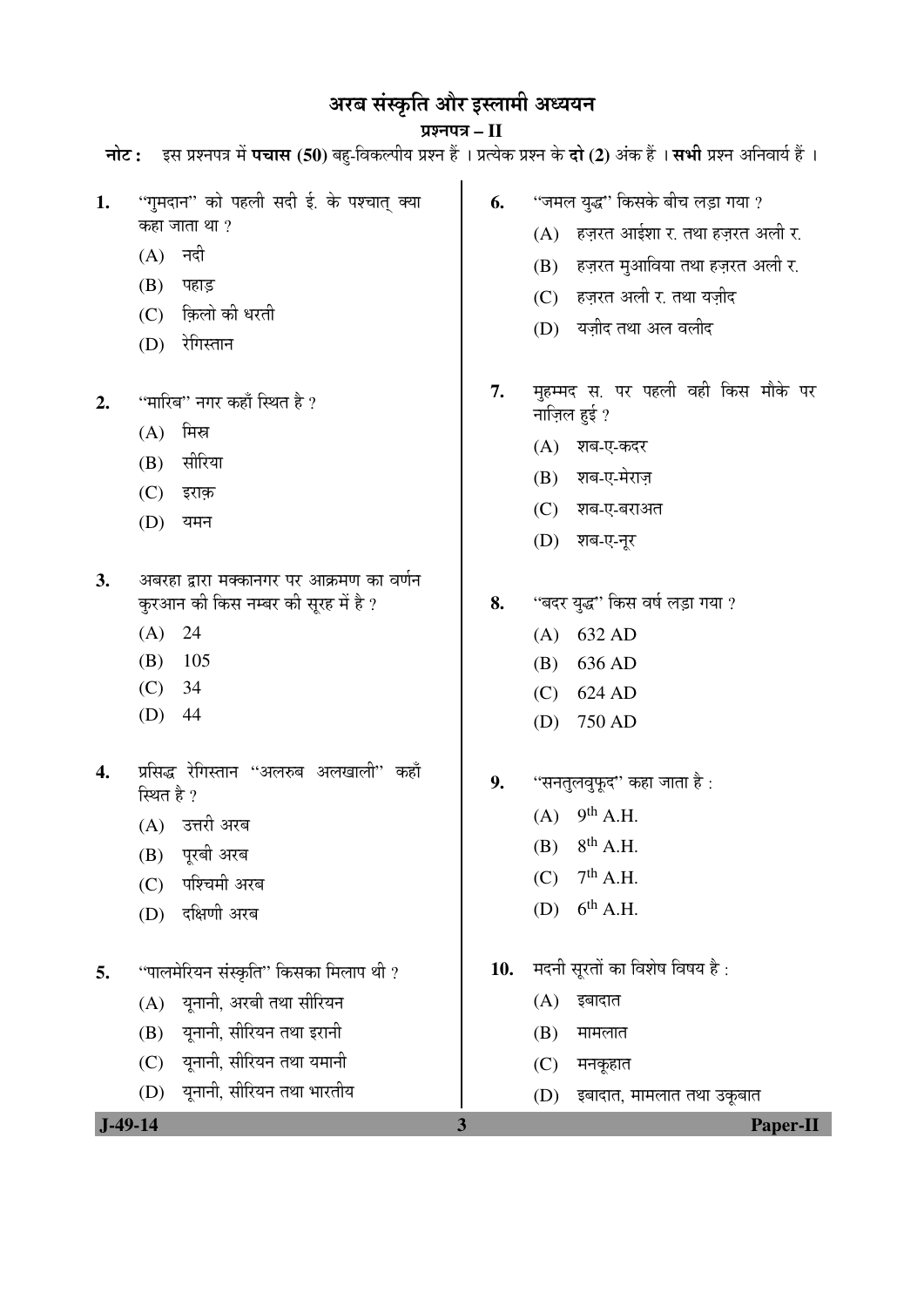# अरब संस्कृति और इस्लामी अध्ययन

## प्रश्नपत्र – II

**नोट :** इस प्रश्नपत्र में **पचास (50)** बहु-विकल्पीय प्रश्न हैं । प्रत्येक प्रश्न के **दो (2)** अंक हैं । **सभी** प्रश्न अनिवार्य हैं ।

1. "गुमदान" को पहली सदी ई. के पश्चात् क्या कहा जाता था ?
   (A) नदी
   (B) पहाड़
   (C) क़िलो की धरती
   (D) रेगिस्तान

2. "मारिब" नगर कहाँ स्थित है ?
   (A) मिस्र
   (B) सीरिया
   (C) इराक़
   (D) यमन

3. अबरहा द्वारा मक्कानगर पर आक्रमण का वर्णन कुरआन की किस नम्बर की सूरह में है ?
   (A) 24
   (B) 105
   (C) 34
   (D) 44

4. प्रसिद्ध रेगिस्तान "अलरुब अलखाली" कहाँ स्थित है ?
   (A) उत्तरी अरब
   (B) पूरबी अरब
   (C) पश्चिमी अरब
   (D) दक्षिणी अरब

5. "पालमेरियन संस्कृति" किसका मिलाप थी ?
   (A) यूनानी, अरबी तथा सीरियन
   (B) यूनानी, सीरियन तथा इरानी
   (C) यूनानी, सीरियन तथा यमानी
   (D) यूनानी, सीरियन तथा भारतीय

6. "जमल युद्ध" किसके बीच लड़ा गया ?
   (A) हज़रत आईशा र. तथा हज़रत अली र.
   (B) हज़रत मुआविया तथा हज़रत अली र.
   (C) हज़रत अली र. तथा यज़ीद
   (D) यज़ीद तथा अल वलीद

7. मुहम्मद स. पर पहली वही किस मौके पर नाज़िल हुई ?
   (A) शब-ए-कदर
   (B) शब-ए-मेराज़
   (C) शब-ए-बराअत
   (D) शब-ए-नूर

8. "बदर युद्ध" किस वर्ष लड़ा गया ?
   (A) 632 AD
   (B) 636 AD
   (C) 624 AD
   (D) 750 AD

9. "सनतुलवुफ़ूद" कहा जाता है :
   (A) 9th A.H.
   (B) 8th A.H.
   (C) 7th A.H.
   (D) 6th A.H.

10. मदनी सूरतों का विशेष विषय है :
    (A) इबादात
    (B) मामलात
    (C) मनकूहात
    (D) इबादात, मामलात तथा उक़ूबात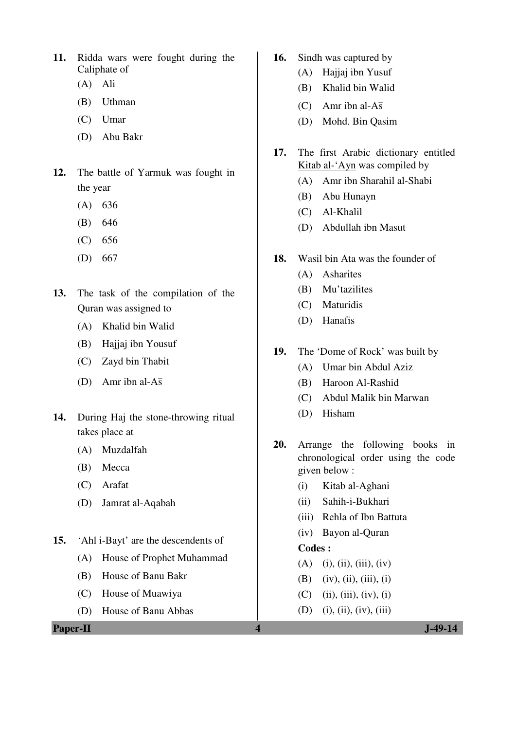11. Ridda wars were fought during the Caliphate of
    - (A) Ali
    - (B) Uthman
    - (C) Umar
    - (D) Abu Bakr

12. The battle of Yarmuk was fought in the year
    - (A) 636
    - (B) 646
    - (C) 656
    - (D) 667

13. The task of the compilation of the Quran was assigned to
    - (A) Khalid bin Walid
    - (B) Hajjaj ibn Yousuf
    - (C) Zayd bin Thabit
    - (D) Amr ibn al-As̅

14. During Haj the stone-throwing ritual takes place at
    - (A) Muzdalfah
    - (B) Mecca
    - (C) Arafat
    - (D) Jamrat al-Aqabah

15. 'Ahl i-Bayt' are the descendents of
    - (A) House of Prophet Muhammad
    - (B) House of Banu Bakr
    - (C) House of Muawiya
    - (D) House of Banu Abbas

16. Sindh was captured by
    - (A) Hajjaj ibn Yusuf
    - (B) Khalid bin Walid
    - (C) Amr ibn al-As̅
    - (D) Mohd. Bin Qasim

17. The first Arabic dictionary entitled Kitab al-'Ayn was compiled by
    - (A) Amr ibn Sharahil al-Shabi
    - (B) Abu Hunayn
    - (C) Al-Khalil
    - (D) Abdullah ibn Masut

18. Wasil bin Ata was the founder of
    - (A) Asharites
    - (B) Mu'tazilites
    - (C) Maturidis
    - (D) Hanafis

19. The 'Dome of Rock' was built by
    - (A) Umar bin Abdul Aziz
    - (B) Haroon Al-Rashid
    - (C) Abdul Malik bin Marwan
    - (D) Hisham

20. Arrange the following books in chronological order using the code given below :
    - (i) Kitab al-Aghani
    - (ii) Sahih-i-Bukhari
    - (iii) Rehla of Ibn Battuta
    - (iv) Bayon al-Quran

    **Codes :**
    - (A) (i), (ii), (iii), (iv)
    - (B) (iv), (ii), (iii), (i)
    - (C) (ii), (iii), (iv), (i)
    - (D) (i), (ii), (iv), (iii)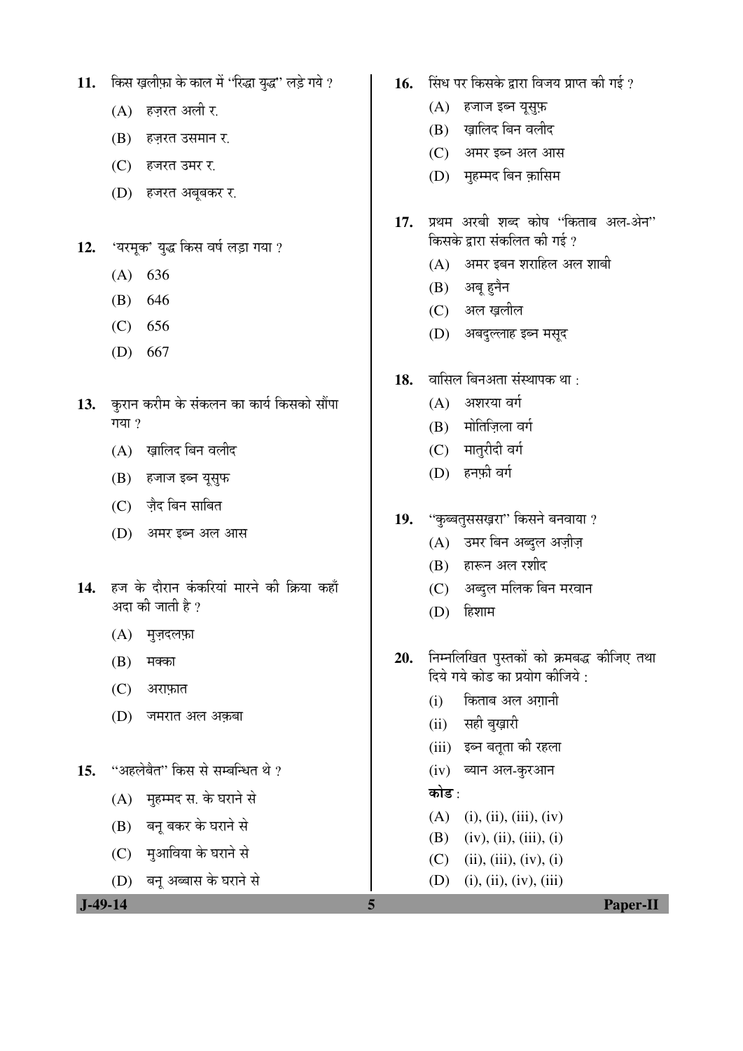11. किस ख़लीफ़ा के काल में "रिद्धा युद्ध" लड़े गये ?

    (A) हज़रत अली र.
    (B) हज़रत उसमान र.
    (C) हजरत उमर र.
    (D) हजरत अबूबकर र.

12. 'यरमूक' युद्ध किस वर्ष लड़ा गया ?

    (A) 636
    (B) 646
    (C) 656
    (D) 667

13. कुरान करीम के संकलन का कार्य किसको सौंपा गया ?

    (A) ख़ालिद बिन वलीद
    (B) हजाज इब्न यूसुफ
    (C) ज़ैद बिन साबित
    (D) अमर इब्न अल आस

14. हज के दौरान कंकरियां मारने की क्रिया कहाँ अदा की जाती है ?

    (A) मुज़दलफ़ा
    (B) मक्का
    (C) अराफ़ात
    (D) जमरात अल अक़बा

15. "अहलेबैत" किस से सम्बन्धित थे ?

    (A) मुहम्मद स. के घराने से
    (B) बनू बकर के घराने से
    (C) मुआविया के घराने से
    (D) बनू अब्बास के घराने से

16. सिंध पर किसके द्वारा विजय प्राप्त की गई ?

    (A) हजाज इब्न यूसुफ़
    (B) ख़ालिद बिन वलीद
    (C) अमर इब्न अल आस
    (D) मुहम्मद बिन क़ासिम

17. प्रथम अरबी शब्द कोष "किताब अल-अेन" किसके द्वारा संकलित की गई ?

    (A) अमर इबन शराहिल अल शाबी
    (B) अबू हुनैन
    (C) अल ख़लील
    (D) अबदुल्लाह इब्न मसूद

18. वासिल बिनअता संस्थापक था :

    (A) अशरया वर्ग
    (B) मोतिज़िला वर्ग
    (C) मातुरीदी वर्ग
    (D) हनफ़ी वर्ग

19. "कुब्बतुससख़रा" किसने बनवाया ?

    (A) उमर बिन अब्दुल अज़ीज़
    (B) हारून अल रशीद
    (C) अब्दुल मलिक बिन मरवान
    (D) हिशाम

20. निम्नलिखित पुस्तकों को क्रमबद्ध कीजिए तथा दिये गये कोड का प्रयोग कीजिये :

    (i) किताब अल अग़ानी
    (ii) सही बुख़ारी
    (iii) इब्न बतूता की रहला
    (iv) ब्यान अल-कुरआन

    **कोड** :

    (A) (i), (ii), (iii), (iv)
    (B) (iv), (ii), (iii), (i)
    (C) (ii), (iii), (iv), (i)
    (D) (i), (ii), (iv), (iii)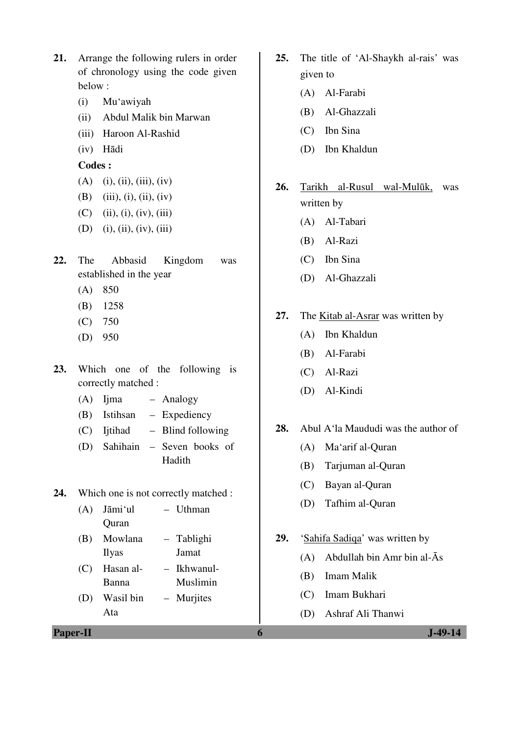21. Arrange the following rulers in order of chronology using the code given below :

    (i) Mu'awiyah

    (ii) Abdul Malik bin Marwan

    (iii) Haroon Al-Rashid

    (iv) Hādi

    **Codes :**

    (A) (i), (ii), (iii), (iv)

    (B) (iii), (i), (ii), (iv)

    (C) (ii), (i), (iv), (iii)

    (D) (i), (ii), (iv), (iii)

22. The Abbasid Kingdom was established in the year

    (A) 850

    (B) 1258

    (C) 750

    (D) 950

23. Which one of the following is correctly matched :

    (A) Ijma – Analogy

    (B) Istihsan – Expediency

    (C) Ijtihad – Blind following

    (D) Sahihain – Seven books of Hadith

24. Which one is not correctly matched :

    (A) Jāmi'ul Quran – Uthman

    (B) Mowlana Ilyas – Tablighi Jamat

    (C) Hasan al-Banna – Ikhwanul-Muslimin

    (D) Wasil bin Ata – Murjites

25. The title of 'Al-Shaykh al-rais' was given to

    (A) Al-Farabi

    (B) Al-Ghazzali

    (C) Ibn Sina

    (D) Ibn Khaldun

26. Tarikh al-Rusul wal-Mulūk, was written by

    (A) Al-Tabari

    (B) Al-Razi

    (C) Ibn Sina

    (D) Al-Ghazzali

27. The Kitab al-Asrar was written by

    (A) Ibn Khaldun

    (B) Al-Farabi

    (C) Al-Razi

    (D) Al-Kindi

28. Abul A'la Maududi was the author of

    (A) Ma'arif al-Quran

    (B) Tarjuman al-Quran

    (C) Bayan al-Quran

    (D) Tafhim al-Quran

29. 'Sahifa Sadiqa' was written by

    (A) Abdullah bin Amr bin al-Ās

    (B) Imam Malik

    (C) Imam Bukhari

    (D) Ashraf Ali Thanwi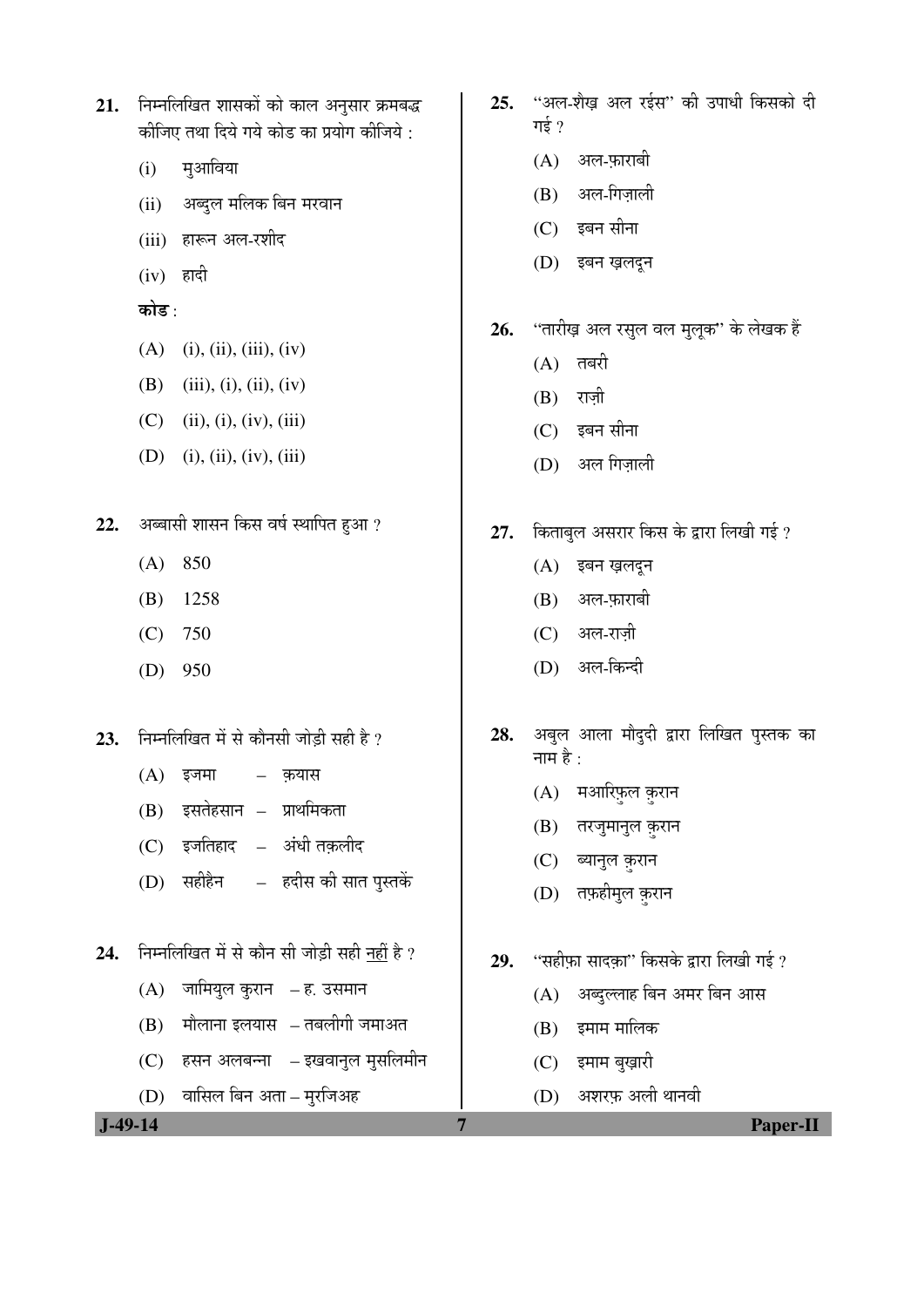21. निम्नलिखित शासकों को काल अनुसार क्रमबद्ध कीजिए तथा दिये गये कोड का प्रयोग कीजिये :

    (i) मुआविया

    (ii) अब्दुल मलिक बिन मरवान

    (iii) हारून अल-रशीद

    (iv) हादी

    **कोड** :

    (A) (i), (ii), (iii), (iv)

    (B) (iii), (i), (ii), (iv)

    (C) (ii), (i), (iv), (iii)

    (D) (i), (ii), (iv), (iii)

22. अब्बासी शासन किस वर्ष स्थापित हुआ ?

    (A) 850

    (B) 1258

    (C) 750

    (D) 950

23. निम्नलिखित में से कौनसी जोड़ी सही है ?

    (A) इजमा – क़यास

    (B) इसतेहसान – प्राथमिकता

    (C) इजतिहाद – अंधी तक़लीद

    (D) सहीहैन – हदीस की सात पुस्तकें

24. निम्नलिखित में से कौन सी जोड़ी सही नहीं है ?

    (A) जामियुल कुरान – ह. उसमान

    (B) मौलाना इलयास – तबलीगी जमाअत

    (C) हसन अलबन्ना – इख़वानुल मुसलिमीन

    (D) वासिल बिन अता – मुरजिअह

25. "अल-शैख़ अल रईस" की उपाधी किसको दी गई ?

    (A) अल-फ़ाराबी

    (B) अल-गिज़ाली

    (C) इबन सीना

    (D) इबन ख़लदून

26. "तारीख़ अल रसुल वल मुलूक" के लेखक हैं

    (A) तबरी

    (B) राज़ी

    (C) इबन सीना

    (D) अल गिज़ाली

27. किताबुल असरार किस के द्वारा लिखी गई ?

    (A) इबन ख़लदून

    (B) अल-फ़ाराबी

    (C) अल-राज़ी

    (D) अल-किन्दी

28. अबुल आला मौदुदी द्वारा लिखित पुस्तक का नाम है :

    (A) मआरिफ़ुल क़ुरान

    (B) तरजुमानुल क़ुरान

    (C) ब्यानुल क़ुरान

    (D) तफ़हीमुल क़ुरान

29. "सहीफ़ा सादक़ा" किसके द्वारा लिखी गई ?

    (A) अब्दुल्लाह बिन अमर बिन आस

    (B) इमाम मालिक

    (C) इमाम बुख़ारी

    (D) अशरफ़ अली थानवी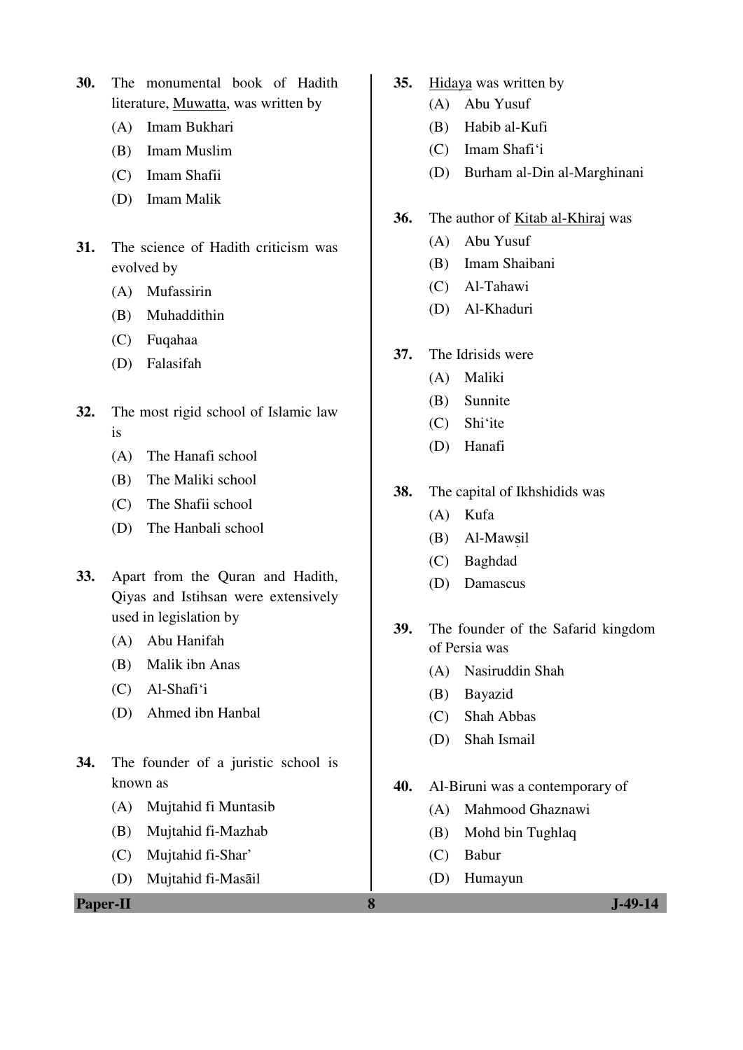30. The monumental book of Hadith literature, Muwatta, was written by

    (A) Imam Bukhari
    (B) Imam Muslim
    (C) Imam Shafii
    (D) Imam Malik

31. The science of Hadith criticism was evolved by

    (A) Mufassirin
    (B) Muhaddithin
    (C) Fuqahaa
    (D) Falasifah

32. The most rigid school of Islamic law is

    (A) The Hanafi school
    (B) The Maliki school
    (C) The Shafii school
    (D) The Hanbali school

33. Apart from the Quran and Hadith, Qiyas and Istihsan were extensively used in legislation by

    (A) Abu Hanifah
    (B) Malik ibn Anas
    (C) Al-Shafi'i
    (D) Ahmed ibn Hanbal

34. The founder of a juristic school is known as

    (A) Mujtahid fi Muntasib
    (B) Mujtahid fi-Mazhab
    (C) Mujtahid fi-Shar'
    (D) Mujtahid fi-Masāil

35. Hidaya was written by

    (A) Abu Yusuf
    (B) Habib al-Kufi
    (C) Imam Shafi'i
    (D) Burham al-Din al-Marghinani

36. The author of Kitab al-Khiraj was

    (A) Abu Yusuf
    (B) Imam Shaibani
    (C) Al-Tahawi
    (D) Al-Khaduri

37. The Idrisids were

    (A) Maliki
    (B) Sunnite
    (C) Shi'ite
    (D) Hanafi

38. The capital of Ikhshidids was

    (A) Kufa
    (B) Al-Mawṣil
    (C) Baghdad
    (D) Damascus

39. The founder of the Safarid kingdom of Persia was

    (A) Nasiruddin Shah
    (B) Bayazid
    (C) Shah Abbas
    (D) Shah Ismail

40. Al-Biruni was a contemporary of

    (A) Mahmood Ghaznawi
    (B) Mohd bin Tughlaq
    (C) Babur
    (D) Humayun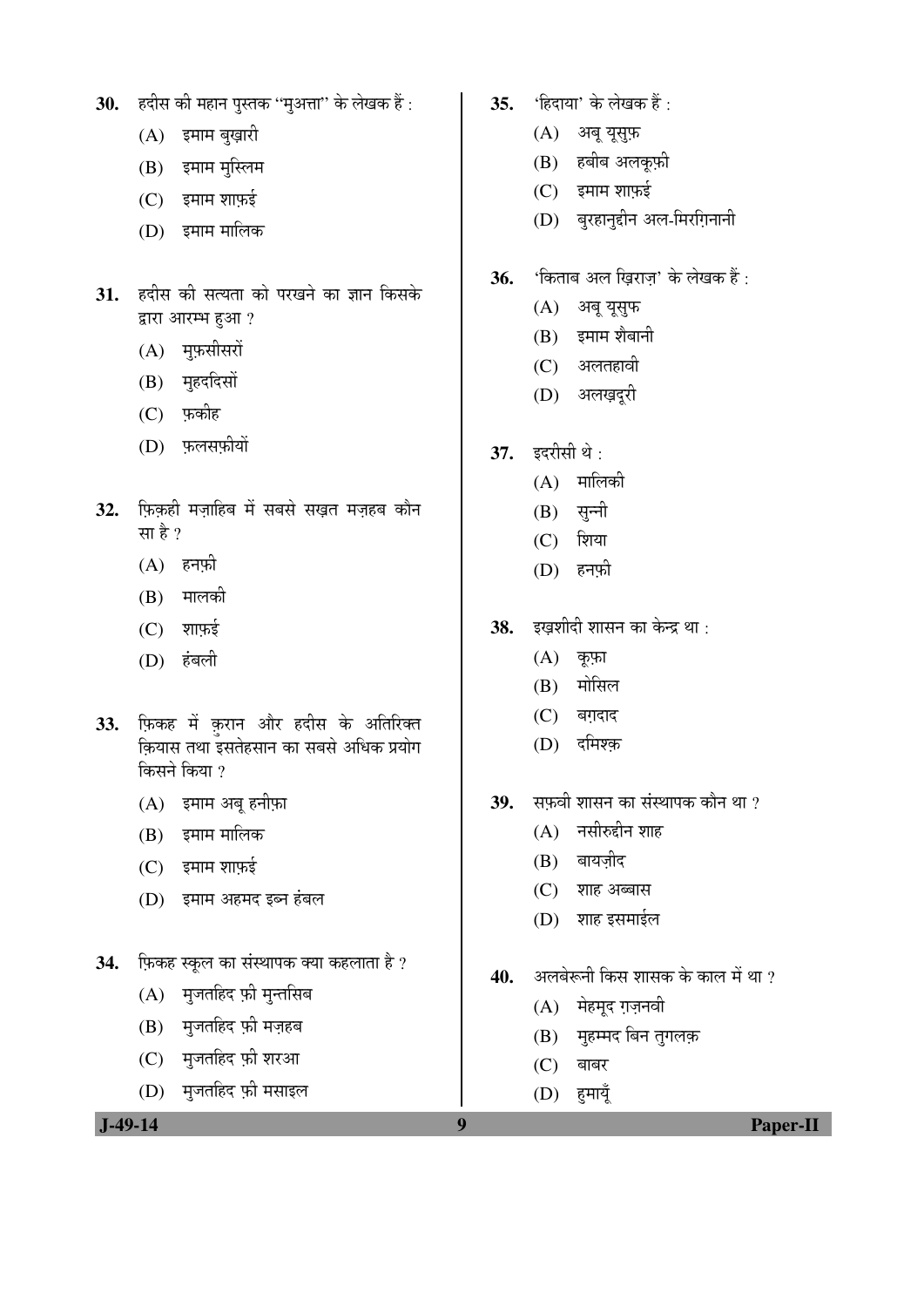30. हदीस की महान पुस्तक "मुअत्ता" के लेखक हैं :

(A) इमाम बुख़ारी

(B) इमाम मुस्लिम

(C) इमाम शाफ़ई

(D) इमाम मालिक

31. हदीस की सत्यता को परखने का ज्ञान किसके द्वारा आरम्भ हुआ ?

(A) मुफ़सीसरों

(B) मुहदिदसों

(C) फ़कीह

(D) फ़लसफ़ीयों

32. फ़िक़्ही मज़ाहिब में सबसे सख़्त मज़हब कौन सा है ?

(A) हनफ़ी

(B) मालकी

(C) शाफ़ई

(D) हंबली

33. फ़िकह में क़ुरान और हदीस के अतिरिक्त क़ियास तथा इसतेहसान का सबसे अधिक प्रयोग किसने किया ?

(A) इमाम अबू हनीफ़ा

(B) इमाम मालिक

(C) इमाम शाफ़ई

(D) इमाम अहमद इब्न हंबल

34. फ़िकह स्कूल का संस्थापक क्या कहलाता है ?

(A) मुजतहिद फ़ी मुन्तसिब

(B) मुजतहिद फ़ी मज़हब

(C) मुजतहिद फ़ी शरआ

(D) मुजतहिद फ़ी मसाइल

35. 'हिदाया' के लेखक हैं :

(A) अबू यूसुफ़

(B) हबीब अलकूफ़ी

(C) इमाम शाफ़ई

(D) बुरहानुद्दीन अल-मिरग़िनानी

36. 'किताब अल ख़िराज़' के लेखक हैं :

(A) अबू यूसुफ

(B) इमाम शैबानी

(C) अलतहावी

(D) अलख़दूरी

37. इदरीसी थे :

(A) मालिकी

(B) सुन्नी

(C) शिया

(D) हनफ़ी

38. इख़शीदी शासन का केन्द्र था :

(A) कूफ़ा

(B) मोसिल

(C) बग़दाद

(D) दमिश्क़

39. सफ़वी शासन का संस्थापक कौन था ?

(A) नसीरुद्दीन शाह

(B) बायज़ीद

(C) शाह अब्बास

(D) शाह इसमाईल

40. अलबेरूनी किस शासक के काल में था ?

(A) मेहमूद ग़ज़नवी

(B) मुहम्मद बिन तुगलक़

(C) बाबर

(D) हुमायूँ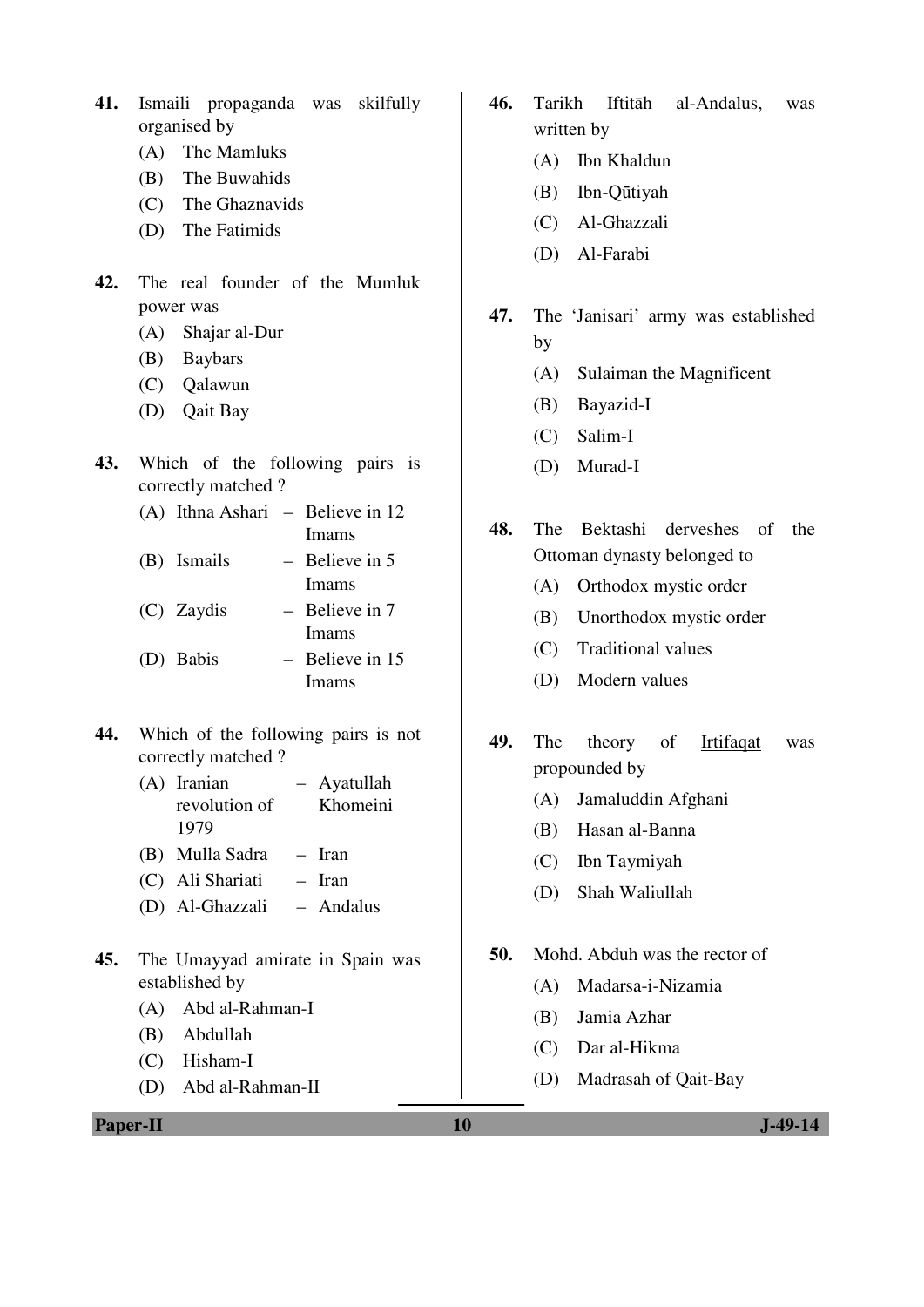41. Ismaili propaganda was skilfully organised by
    (A) The Mamluks
    (B) The Buwahids
    (C) The Ghaznavids
    (D) The Fatimids

42. The real founder of the Mumluk power was
    (A) Shajar al-Dur
    (B) Baybars
    (C) Qalawun
    (D) Qait Bay

43. Which of the following pairs is correctly matched ?
    (A) Ithna Ashari – Believe in 12 Imams
    (B) Ismails – Believe in 5 Imams
    (C) Zaydis – Believe in 7 Imams
    (D) Babis – Believe in 15 Imams

44. Which of the following pairs is not correctly matched ?
    (A) Iranian revolution of 1979 – Ayatullah Khomeini
    (B) Mulla Sadra – Iran
    (C) Ali Shariati – Iran
    (D) Al-Ghazzali – Andalus

45. The Umayyad amirate in Spain was established by
    (A) Abd al-Rahman-I
    (B) Abdullah
    (C) Hisham-I
    (D) Abd al-Rahman-II

46. Tarikh Iftitāh al-Andalus, was written by
    (A) Ibn Khaldun
    (B) Ibn-Qūtiyah
    (C) Al-Ghazzali
    (D) Al-Farabi

47. The 'Janisari' army was established by
    (A) Sulaiman the Magnificent
    (B) Bayazid-I
    (C) Salim-I
    (D) Murad-I

48. The Bektashi derveshes of the Ottoman dynasty belonged to
    (A) Orthodox mystic order
    (B) Unorthodox mystic order
    (C) Traditional values
    (D) Modern values

49. The theory of Irtifaqat was propounded by
    (A) Jamaluddin Afghani
    (B) Hasan al-Banna
    (C) Ibn Taymiyah
    (D) Shah Waliullah

50. Mohd. Abduh was the rector of
    (A) Madarsa-i-Nizamia
    (B) Jamia Azhar
    (C) Dar al-Hikma
    (D) Madrasah of Qait-Bay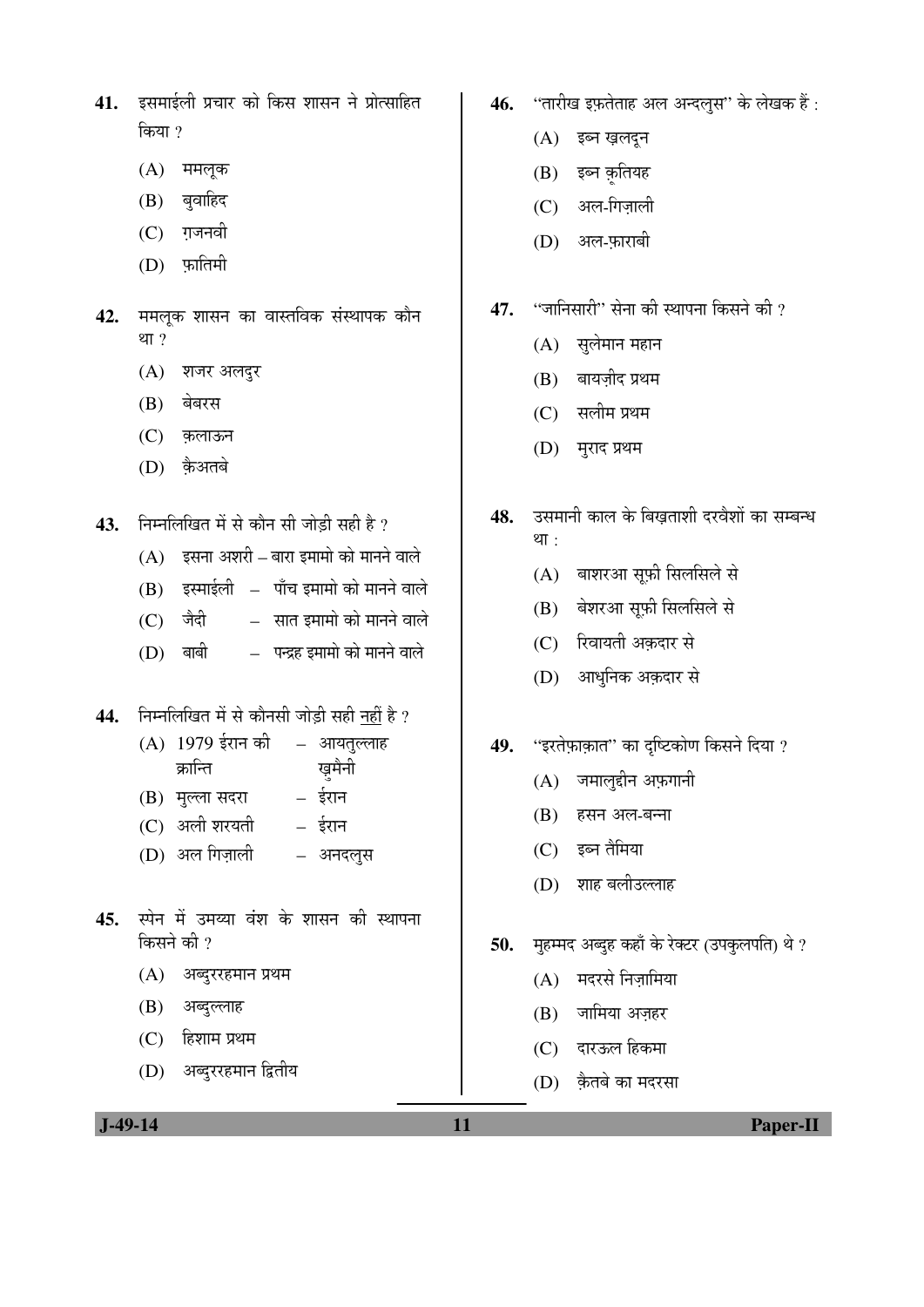41. इसमाईली प्रचार को किस शासन ने प्रोत्साहित किया ?

(A) ममलूक

(B) बुवाहिद

(C) ग़जनवी

(D) फ़ातिमी

42. ममलूक शासन का वास्तविक संस्थापक कौन था ?

(A) शजर अलदुर

(B) बेबरस

(C) क़लाऊन

(D) क़ैअतबे

43. निम्नलिखित में से कौन सी जोड़ी सही है ?

(A) इसना अशरी – बारा इमामो को मानने वाले

(B) इस्माईली – पाँच इमामो को मानने वाले

(C) जैदी – सात इमामो को मानने वाले

(D) बाबी – पन्द्रह इमामो को मानने वाले

44. निम्नलिखित में से कौनसी जोड़ी सही नहीं है ?

(A) 1979 ईरान की क्रान्ति – आयतुल्लाह ख़ुमैनी

(B) मुल्ला सदरा – ईरान

(C) अली शरयती – ईरान

(D) अल गिज़ाली – अनदलुस

45. स्पेन में उमय्या वंश के शासन की स्थापना किसने की ?

(A) अब्दुररहमान प्रथम

(B) अब्दुल्लाह

(C) हिशाम प्रथम

(D) अब्दुररहमान द्वितीय

46. "तारीख इफ़तेताह अल अन्दलुस" के लेखक हैं :

(A) इब्न ख़लदून

(B) इब्न क़ूतियह

(C) अल-गिज़ाली

(D) अल-फ़ाराबी

47. "जानिसारी" सेना की स्थापना किसने की ?

(A) सुलेमान महान

(B) बायज़ीद प्रथम

(C) सलीम प्रथम

(D) मुराद प्रथम

48. उसमानी काल के बिख़ताशी दरवैशों का सम्बन्ध था :

(A) बाशरआ सूफ़ी सिलसिले से

(B) बेशरआ सूफ़ी सिलसिले से

(C) रिवायती अक़दार से

(D) आधुनिक अक़दार से

49. "इरतेफ़ाक़ात" का दृष्टिकोण किसने दिया ?

(A) जमालुद्दीन अफ़गानी

(B) हसन अल-बन्ना

(C) इब्न तैमिया

(D) शाह बलीउल्लाह

50. मुहम्मद अब्दुह कहाँ के रेक्टर (उपकुलपति) थे ?

(A) मदरसे निज़ामिया

(B) जामिया अज़हर

(C) दारऊल हिकमा

(D) क़ैतबे का मदरसा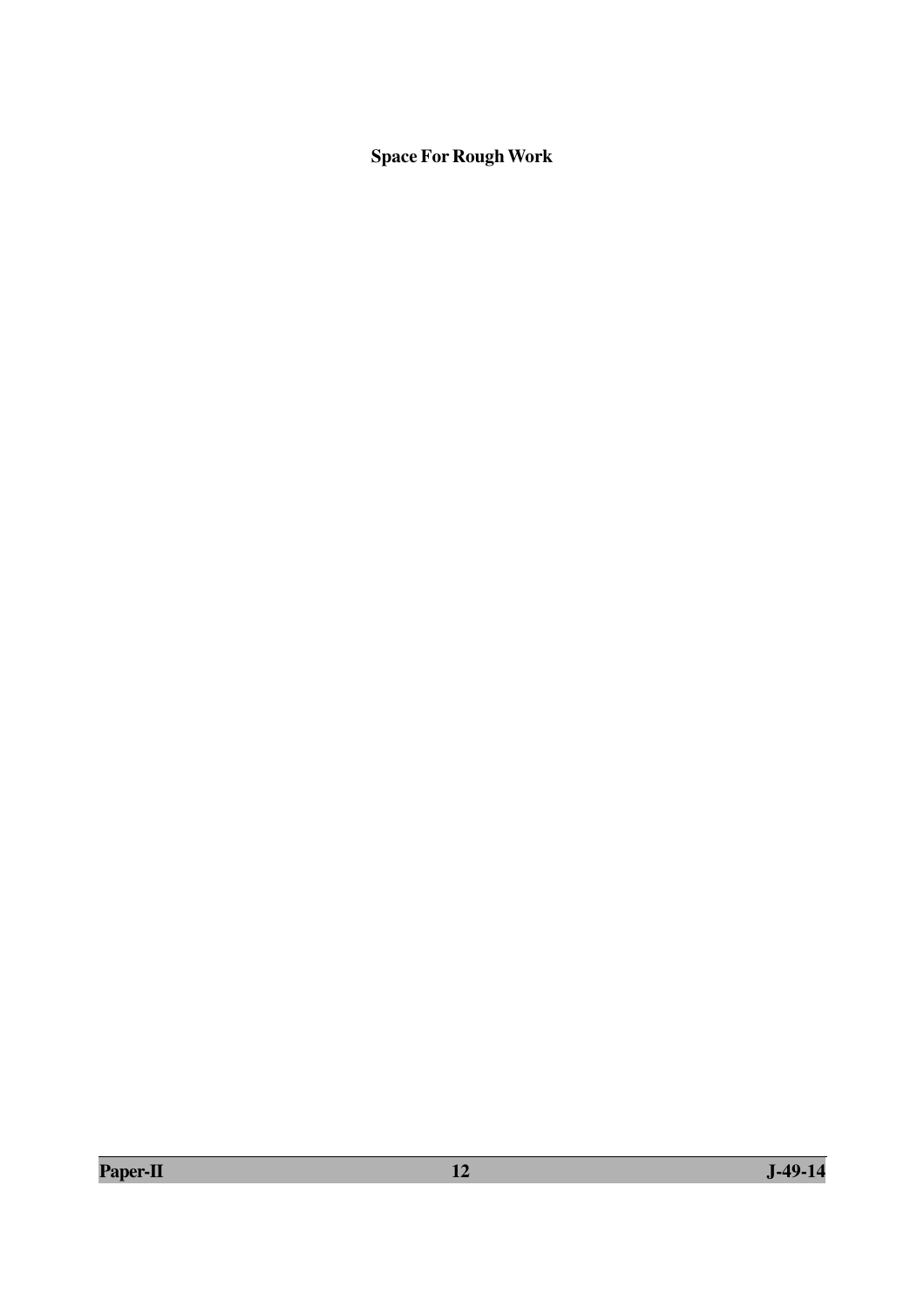**Space For Rough Work**